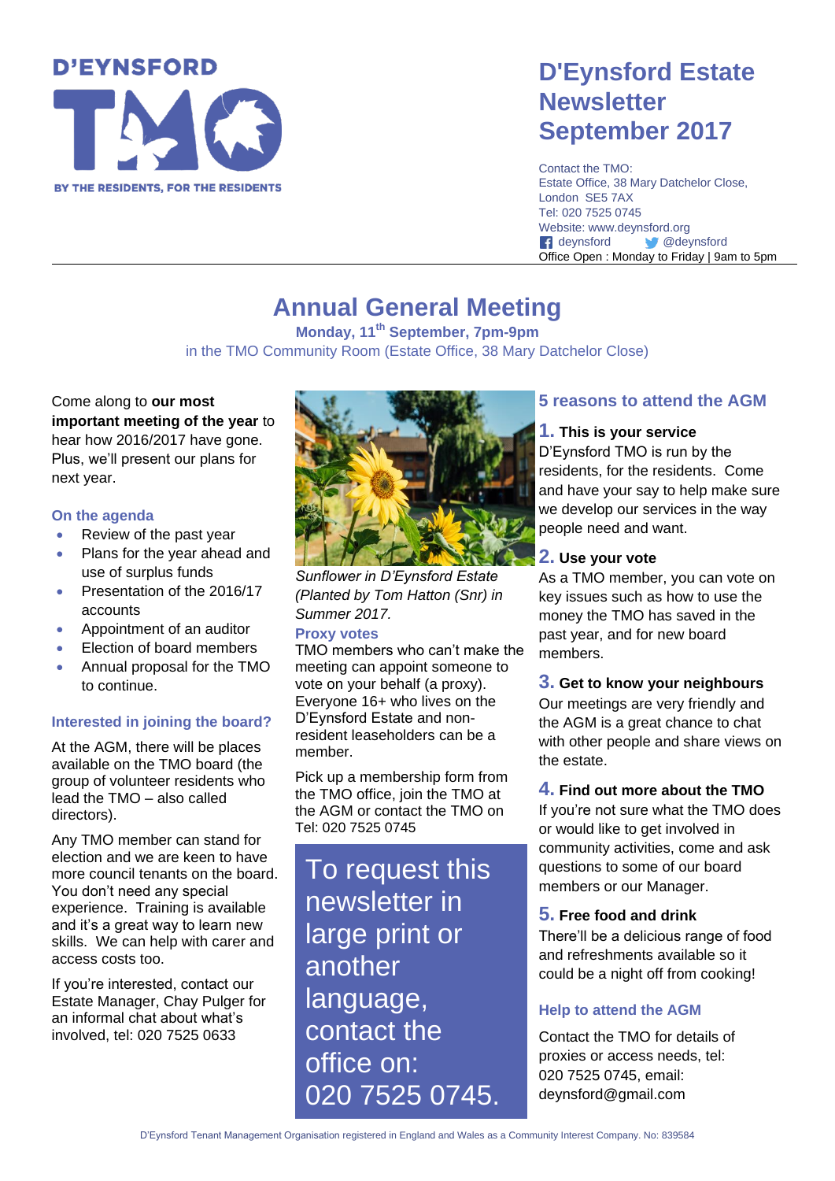D'EYNSFORD TMO

BY THE RESIDENTS, FOR THE RESIDENTS

# D'Eynsford Estate Newsletter September 2017

Contact the TMO:
Estate Office, 38 Mary Datchelor Close,
London SE5 7AX
Tel: 020 7525 0745
Website: www.deynsford.org
deynsford @deynsford
Office Open : Monday to Friday | 9am to 5pm

# Annual General Meeting

**Monday, 11th September, 7pm-9pm**

in the TMO Community Room (Estate Office, 38 Mary Datchelor Close)

Come along to **our most important meeting of the year** to hear how 2016/2017 have gone. Plus, we'll present our plans for next year.

### On the agenda

- Review of the past year
- Plans for the year ahead and use of surplus funds
- Presentation of the 2016/17 accounts
- Appointment of an auditor
- Election of board members
- Annual proposal for the TMO to continue.

### Interested in joining the board?

At the AGM, there will be places available on the TMO board (the group of volunteer residents who lead the TMO – also called directors).

Any TMO member can stand for election and we are keen to have more council tenants on the board. You don't need any special experience. Training is available and it's a great way to learn new skills. We can help with carer and access costs too.

If you're interested, contact our Estate Manager, Chay Pulger for an informal chat about what's involved, tel: 020 7525 0633

*Sunflower in D'Eynsford Estate (Planted by Tom Hatton (Snr) in Summer 2017.*

### Proxy votes

TMO members who can't make the meeting can appoint someone to vote on your behalf (a proxy). Everyone 16+ who lives on the D'Eynsford Estate and non-resident leaseholders can be a member.

Pick up a membership form from the TMO office, join the TMO at the AGM or contact the TMO on Tel: 020 7525 0745

To request this newsletter in large print or another language, contact the office on: 020 7525 0745.

## 5 reasons to attend the AGM

**1. This is your service**

D'Eynsford TMO is run by the residents, for the residents. Come and have your say to help make sure we develop our services in the way people need and want.

**2. Use your vote**

As a TMO member, you can vote on key issues such as how to use the money the TMO has saved in the past year, and for new board members.

**3. Get to know your neighbours**

Our meetings are very friendly and the AGM is a great chance to chat with other people and share views on the estate.

**4. Find out more about the TMO**

If you're not sure what the TMO does or would like to get involved in community activities, come and ask questions to some of our board members or our Manager.

**5. Free food and drink**

There'll be a delicious range of food and refreshments available so it could be a night off from cooking!

### Help to attend the AGM

Contact the TMO for details of proxies or access needs, tel: 020 7525 0745, email: deynsford@gmail.com

D'Eynsford Tenant Management Organisation registered in England and Wales as a Community Interest Company. No: 839584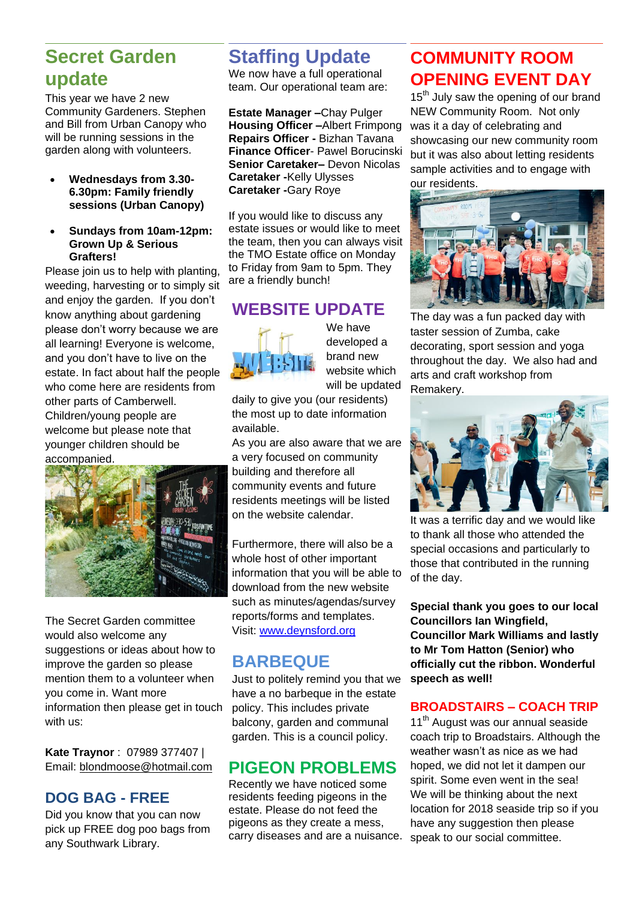## Secret Garden update

This year we have 2 new Community Gardeners. Stephen and Bill from Urban Canopy who will be running sessions in the garden along with volunteers.

- **Wednesdays from 3.30-6.30pm: Family friendly sessions (Urban Canopy)**
- **Sundays from 10am-12pm: Grown Up & Serious Grafters!**

Please join us to help with planting, weeding, harvesting or to simply sit and enjoy the garden. If you don't know anything about gardening please don't worry because we are all learning! Everyone is welcome, and you don't have to live on the estate. In fact about half the people who come here are residents from other parts of Camberwell. Children/young people are welcome but please note that younger children should be accompanied.

The Secret Garden committee would also welcome any suggestions or ideas about how to improve the garden so please mention them to a volunteer when you come in. Want more information then please get in touch with us:

**Kate Traynor** : 07989 377407 | Email: blondmoose@hotmail.com

## DOG BAG - FREE

Did you know that you can now pick up FREE dog poo bags from any Southwark Library.

## Staffing Update

We now have a full operational team. Our operational team are:

**Estate Manager** –Chay Pulger
**Housing Officer** –Albert Frimpong
**Repairs Officer** - Bizhan Tavana
**Finance Officer**- Pawel Borucinski
**Senior Caretaker**– Devon Nicolas
**Caretaker** -Kelly Ulysses
**Caretaker** -Gary Roye

If you would like to discuss any estate issues or would like to meet the team, then you can always visit the TMO Estate office on Monday to Friday from 9am to 5pm. They are a friendly bunch!

## WEBSITE UPDATE

We have developed a brand new website which will be updated daily to give you (our residents) the most up to date information available.

As you are also aware that we are a very focused on community building and therefore all community events and future residents meetings will be listed on the website calendar.

Furthermore, there will also be a whole host of other important information that you will be able to download from the new website such as minutes/agendas/survey reports/forms and templates.
Visit: www.deynsford.org

## BARBEQUE

Just to politely remind you that we have a no barbeque in the estate policy. This includes private balcony, garden and communal garden. This is a council policy.

## PIGEON PROBLEMS

Recently we have noticed some residents feeding pigeons in the estate. Please do not feed the pigeons as they create a mess, carry diseases and are a nuisance.

## COMMUNITY ROOM OPENING EVENT DAY

15th July saw the opening of our brand NEW Community Room. Not only was it a day of celebrating and showcasing our new community room but it was also about letting residents sample activities and to engage with our residents.

The day was a fun packed day with taster session of Zumba, cake decorating, sport session and yoga throughout the day. We also had and arts and craft workshop from Remakery.

It was a terrific day and we would like to thank all those who attended the special occasions and particularly to those that contributed in the running of the day.

**Special thank you goes to our local Councillors Ian Wingfield, Councillor Mark Williams and lastly to Mr Tom Hatton (Senior) who officially cut the ribbon. Wonderful speech as well!**

## BROADSTAIRS – COACH TRIP

11th August was our annual seaside coach trip to Broadstairs. Although the weather wasn't as nice as we had hoped, we did not let it dampen our spirit. Some even went in the sea! We will be thinking about the next location for 2018 seaside trip so if you have any suggestion then please speak to our social committee.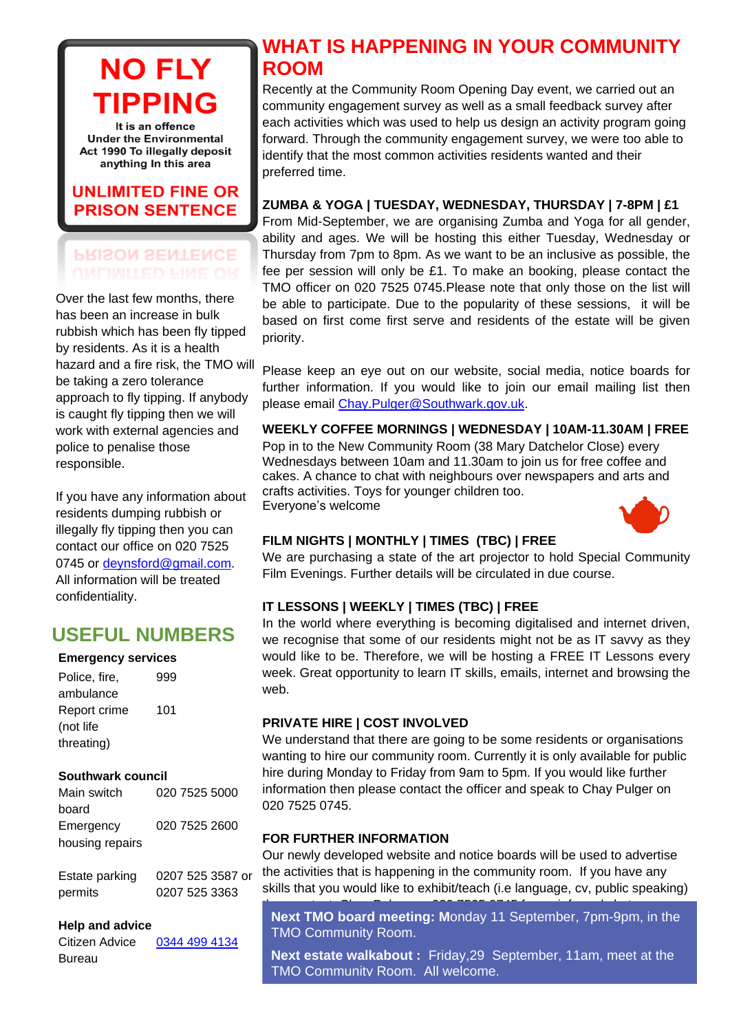# NO FLY TIPPING

It is an offence Under the Environmental Act 1990 To illegally deposit anything In this area

**UNLIMITED FINE OR PRISON SENTENCE**

Over the last few months, there has been an increase in bulk rubbish which has been fly tipped by residents. As it is a health hazard and a fire risk, the TMO will be taking a zero tolerance approach to fly tipping. If anybody is caught fly tipping then we will work with external agencies and police to penalise those responsible.

If you have any information about residents dumping rubbish or illegally fly tipping then you can contact our office on 020 7525 0745 or deynsford@gmail.com. All information will be treated confidentiality.

## USEFUL NUMBERS

**Emergency services**

| | |
|---|---|
| Police, fire, ambulance | 999 |
| Report crime (not life threating) | 101 |

**Southwark council**

| | |
|---|---|
| Main switch board | 020 7525 5000 |
| Emergency housing repairs | 020 7525 2600 |
| Estate parking permits | 0207 525 3587 or 0207 525 3363 |

**Help and advice**

| | |
|---|---|
| Citizen Advice Bureau | 0344 499 4134 |

## WHAT IS HAPPENING IN YOUR COMMUNITY ROOM

Recently at the Community Room Opening Day event, we carried out an community engagement survey as well as a small feedback survey after each activities which was used to help us design an activity program going forward. Through the community engagement survey, we were too able to identify that the most common activities residents wanted and their preferred time.

**ZUMBA & YOGA | TUESDAY, WEDNESDAY, THURSDAY | 7-8PM | £1**

From Mid-September, we are organising Zumba and Yoga for all gender, ability and ages. We will be hosting this either Tuesday, Wednesday or Thursday from 7pm to 8pm. As we want to be an inclusive as possible, the fee per session will only be £1. To make an booking, please contact the TMO officer on 020 7525 0745.Please note that only those on the list will be able to participate. Due to the popularity of these sessions, it will be based on first come first serve and residents of the estate will be given priority.

Please keep an eye out on our website, social media, notice boards for further information. If you would like to join our email mailing list then please email Chay.Pulger@Southwark.gov.uk.

**WEEKLY COFFEE MORNINGS | WEDNESDAY | 10AM-11.30AM | FREE**

Pop in to the New Community Room (38 Mary Datchelor Close) every Wednesdays between 10am and 11.30am to join us for free coffee and cakes. A chance to chat with neighbours over newspapers and arts and crafts activities. Toys for younger children too.
Everyone's welcome

**FILM NIGHTS | MONTHLY | TIMES (TBC) | FREE**

We are purchasing a state of the art projector to hold Special Community Film Evenings. Further details will be circulated in due course.

**IT LESSONS | WEEKLY | TIMES (TBC) | FREE**

In the world where everything is becoming digitalised and internet driven, we recognise that some of our residents might not be as IT savvy as they would like to be. Therefore, we will be hosting a FREE IT Lessons every week. Great opportunity to learn IT skills, emails, internet and browsing the web.

**PRIVATE HIRE | COST INVOLVED**

We understand that there are going to be some residents or organisations wanting to hire our community room. Currently it is only available for public hire during Monday to Friday from 9am to 5pm. If you would like further information then please contact the officer and speak to Chay Pulger on 020 7525 0745.

**FOR FURTHER INFORMATION**

Our newly developed website and notice boards will be used to advertise the activities that is happening in the community room. If you have any skills that you would like to exhibit/teach (i.e language, cv, public speaking)

**Next TMO board meeting:** Monday 11 September, 7pm-9pm, in the TMO Community Room.

**Next estate walkabout :** Friday,29 September, 11am, meet at the TMO Community Room. All welcome.